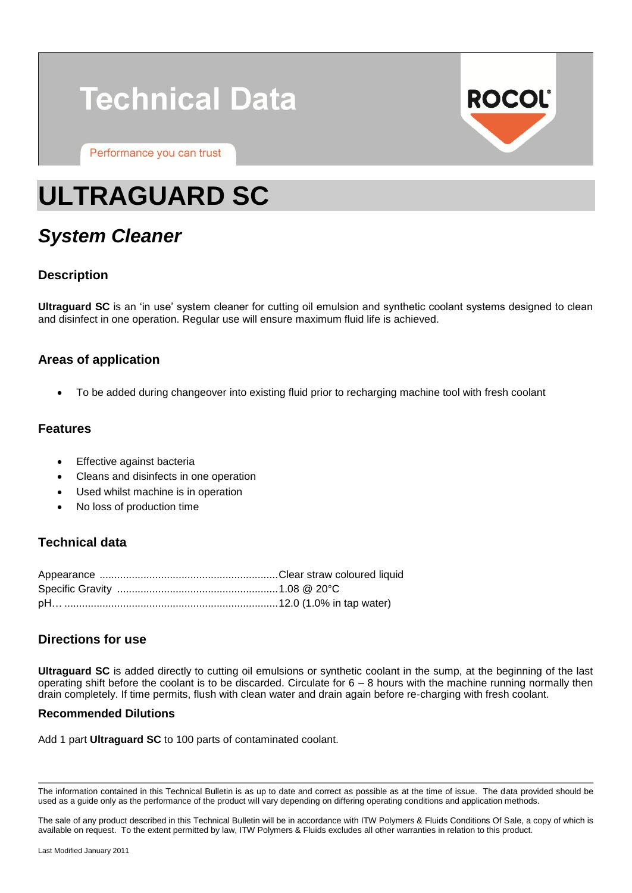# Technical Data

Performance you can trust

ROCOL

# ULTRAGUARD SC

## *System Cleaner*

### Description

**Ultraguard SC** is an 'in use' system cleaner for cutting oil emulsion and synthetic coolant systems designed to clean and disinfect in one operation. Regular use will ensure maximum fluid life is achieved.

### Areas of application

- To be added during changeover into existing fluid prior to recharging machine tool with fresh coolant

### Features

- Effective against bacteria
- Cleans and disinfects in one operation
- Used whilst machine is in operation
- No loss of production time

### Technical data

Appearance .............................................................Clear straw coloured liquid
Specific Gravity .......................................................1.08 @ 20°C
pH… .........................................................................12.0 (1.0% in tap water)

### Directions for use

**Ultraguard SC** is added directly to cutting oil emulsions or synthetic coolant in the sump, at the beginning of the last operating shift before the coolant is to be discarded. Circulate for 6 – 8 hours with the machine running normally then drain completely. If time permits, flush with clean water and drain again before re-charging with fresh coolant.

#### Recommended Dilutions

Add 1 part **Ultraguard SC** to 100 parts of contaminated coolant.

---

The information contained in this Technical Bulletin is as up to date and correct as possible as at the time of issue. The data provided should be used as a guide only as the performance of the product will vary depending on differing operating conditions and application methods.

The sale of any product described in this Technical Bulletin will be in accordance with ITW Polymers & Fluids Conditions Of Sale, a copy of which is available on request. To the extent permitted by law, ITW Polymers & Fluids excludes all other warranties in relation to this product.

Last Modified January 2011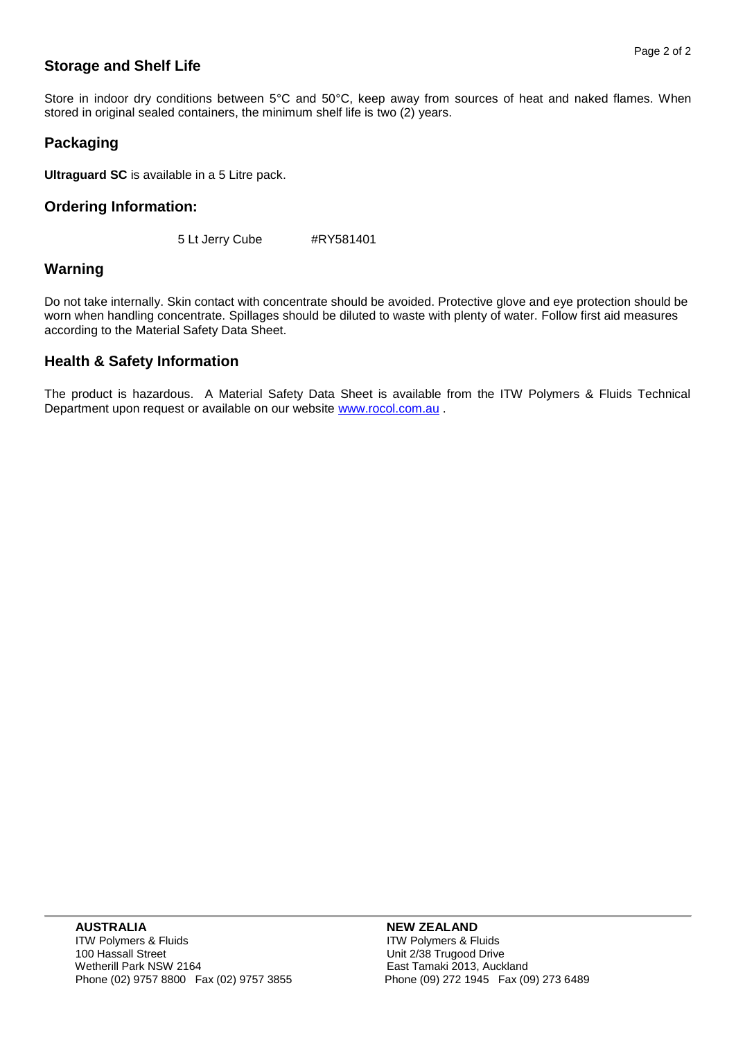## Storage and Shelf Life

Store in indoor dry conditions between 5°C and 50°C, keep away from sources of heat and naked flames. When stored in original sealed containers, the minimum shelf life is two (2) years.

## Packaging

**Ultraguard SC** is available in a 5 Litre pack.

## Ordering Information:

5 Lt Jerry Cube #RY581401

## Warning

Do not take internally. Skin contact with concentrate should be avoided. Protective glove and eye protection should be worn when handling concentrate. Spillages should be diluted to waste with plenty of water. Follow first aid measures according to the Material Safety Data Sheet.

## Health & Safety Information

The product is hazardous. A Material Safety Data Sheet is available from the ITW Polymers & Fluids Technical Department upon request or available on our website www.rocol.com.au .

**AUSTRALIA**
ITW Polymers & Fluids
100 Hassall Street
Wetherill Park NSW 2164
Phone (02) 9757 8800 Fax (02) 9757 3855

**NEW ZEALAND**
ITW Polymers & Fluids
Unit 2/38 Trugood Drive
East Tamaki 2013, Auckland
Phone (09) 272 1945 Fax (09) 273 6489